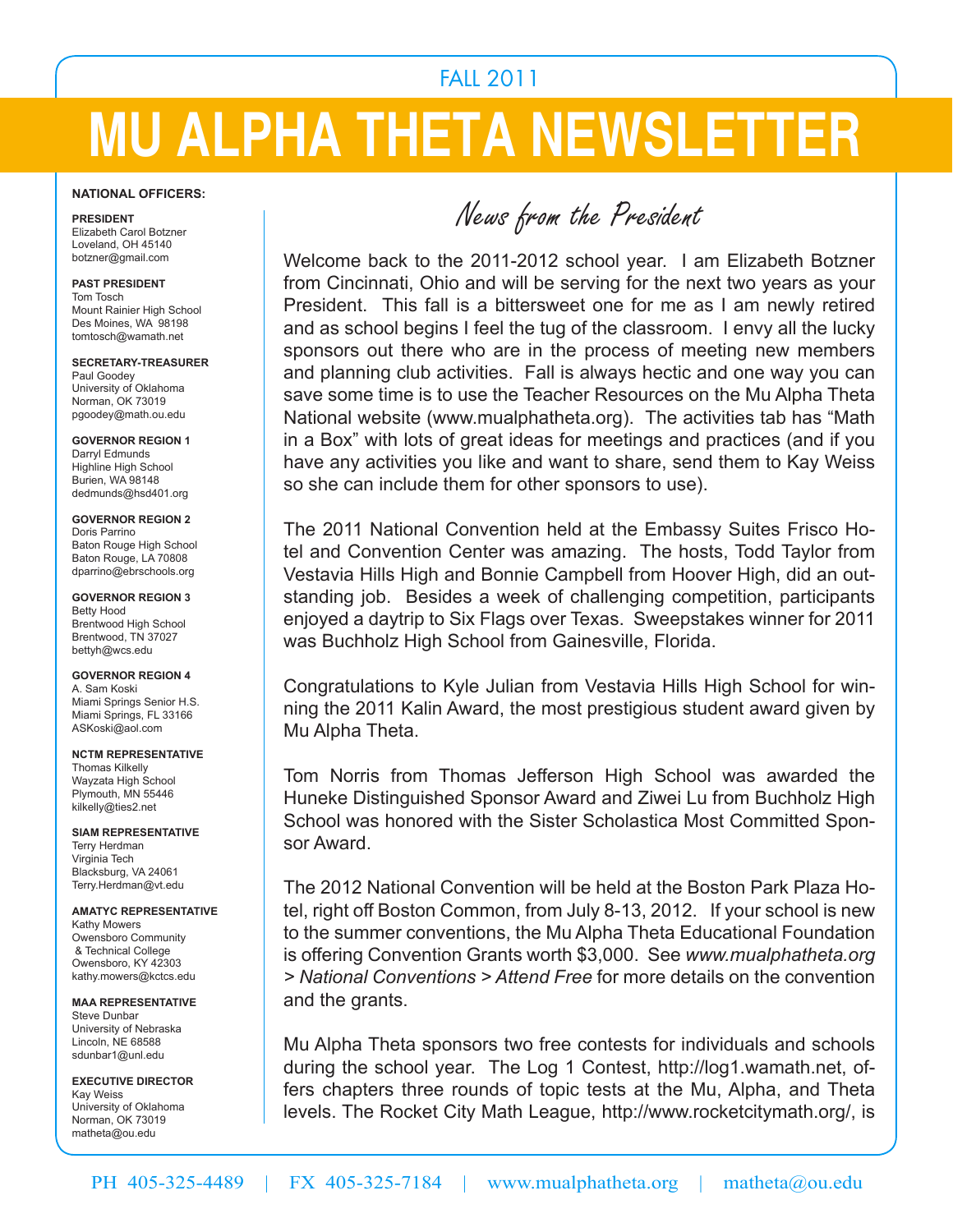FALL 2011

# MU ALPHA THETA NEWSLETTER

**NATIONAL OFFICERS:**

**PRESIDENT**
Elizabeth Carol Botzner
Loveland, OH 45140
botzner@gmail.com

**PAST PRESIDENT**
Tom Tosch
Mount Rainier High School
Des Moines, WA 98198
tomtosch@wamath.net

**SECRETARY-TREASURER**
Paul Goodey
University of Oklahoma
Norman, OK 73019
pgoodey@math.ou.edu

**GOVERNOR REGION 1**
Darryl Edmunds
Highline High School
Burien, WA 98148
dedmunds@hsd401.org

**GOVERNOR REGION 2**
Doris Parrino
Baton Rouge High School
Baton Rouge, LA 70808
dparrino@ebrschools.org

**GOVERNOR REGION 3**
Betty Hood
Brentwood High School
Brentwood, TN 37027
bettyh@wcs.edu

**GOVERNOR REGION 4**
A. Sam Koski
Miami Springs Senior H.S.
Miami Springs, FL 33166
ASKoski@aol.com

**NCTM REPRESENTATIVE**
Thomas Kilkelly
Wayzata High School
Plymouth, MN 55446
kilkelly@ties2.net

**SIAM REPRESENTATIVE**
Terry Herdman
Virginia Tech
Blacksburg, VA 24061
Terry.Herdman@vt.edu

**AMATYC REPRESENTATIVE**
Kathy Mowers
Owensboro Community & Technical College
Owensboro, KY 42303
kathy.mowers@kctcs.edu

**MAA REPRESENTATIVE**
Steve Dunbar
University of Nebraska
Lincoln, NE 68588
sdunbar1@unl.edu

**EXECUTIVE DIRECTOR**
Kay Weiss
University of Oklahoma
Norman, OK 73019
matheta@ou.edu

## News from the President

Welcome back to the 2011-2012 school year. I am Elizabeth Botzner from Cincinnati, Ohio and will be serving for the next two years as your President. This fall is a bittersweet one for me as I am newly retired and as school begins I feel the tug of the classroom. I envy all the lucky sponsors out there who are in the process of meeting new members and planning club activities. Fall is always hectic and one way you can save some time is to use the Teacher Resources on the Mu Alpha Theta National website (www.mualphatheta.org). The activities tab has “Math in a Box” with lots of great ideas for meetings and practices (and if you have any activities you like and want to share, send them to Kay Weiss so she can include them for other sponsors to use).

The 2011 National Convention held at the Embassy Suites Frisco Hotel and Convention Center was amazing. The hosts, Todd Taylor from Vestavia Hills High and Bonnie Campbell from Hoover High, did an outstanding job. Besides a week of challenging competition, participants enjoyed a daytrip to Six Flags over Texas. Sweepstakes winner for 2011 was Buchholz High School from Gainesville, Florida.

Congratulations to Kyle Julian from Vestavia Hills High School for winning the 2011 Kalin Award, the most prestigious student award given by Mu Alpha Theta.

Tom Norris from Thomas Jefferson High School was awarded the Huneke Distinguished Sponsor Award and Ziwei Lu from Buchholz High School was honored with the Sister Scholastica Most Committed Sponsor Award.

The 2012 National Convention will be held at the Boston Park Plaza Hotel, right off Boston Common, from July 8-13, 2012. If your school is new to the summer conventions, the Mu Alpha Theta Educational Foundation is offering Convention Grants worth $3,000. See *www.mualphatheta.org > National Conventions > Attend Free* for more details on the convention and the grants.

Mu Alpha Theta sponsors two free contests for individuals and schools during the school year. The Log 1 Contest, http://log1.wamath.net, offers chapters three rounds of topic tests at the Mu, Alpha, and Theta levels. The Rocket City Math League, http://www.rocketcitymath.org/, is

PH 405-325-4489 | FX 405-325-7184 | www.mualphatheta.org | matheta@ou.edu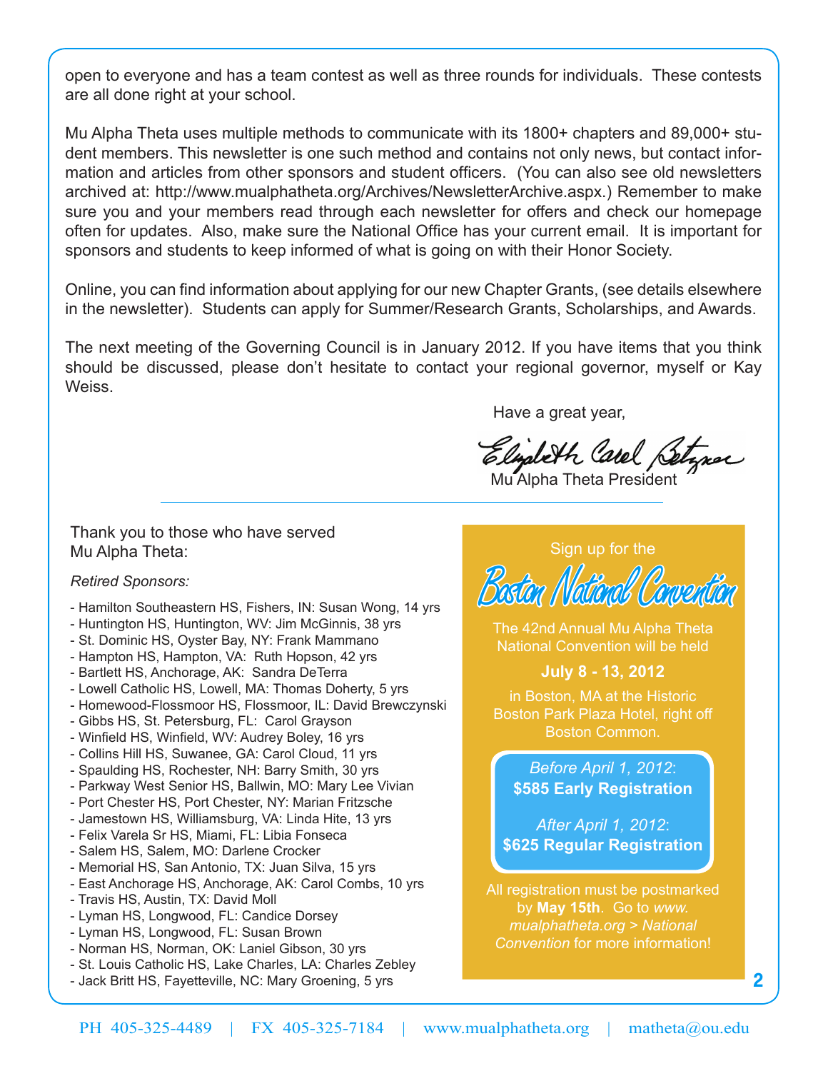open to everyone and has a team contest as well as three rounds for individuals. These contests are all done right at your school.

Mu Alpha Theta uses multiple methods to communicate with its 1800+ chapters and 89,000+ student members. This newsletter is one such method and contains not only news, but contact information and articles from other sponsors and student officers. (You can also see old newsletters archived at: http://www.mualphatheta.org/Archives/NewsletterArchive.aspx.) Remember to make sure you and your members read through each newsletter for offers and check our homepage often for updates. Also, make sure the National Office has your current email. It is important for sponsors and students to keep informed of what is going on with their Honor Society.

Online, you can find information about applying for our new Chapter Grants, (see details elsewhere in the newsletter). Students can apply for Summer/Research Grants, Scholarships, and Awards.

The next meeting of the Governing Council is in January 2012. If you have items that you think should be discussed, please don't hesitate to contact your regional governor, myself or Kay Weiss.

Have a great year,

Elizabeth Carol Betzner
Mu Alpha Theta President

---

Thank you to those who have served Mu Alpha Theta:

*Retired Sponsors:*

- Hamilton Southeastern HS, Fishers, IN: Susan Wong, 14 yrs
- Huntington HS, Huntington, WV: Jim McGinnis, 38 yrs
- St. Dominic HS, Oyster Bay, NY: Frank Mammano
- Hampton HS, Hampton, VA: Ruth Hopson, 42 yrs
- Bartlett HS, Anchorage, AK: Sandra DeTerra
- Lowell Catholic HS, Lowell, MA: Thomas Doherty, 5 yrs
- Homewood-Flossmoor HS, Flossmoor, IL: David Brewczynski
- Gibbs HS, St. Petersburg, FL: Carol Grayson
- Winfield HS, Winfield, WV: Audrey Boley, 16 yrs
- Collins Hill HS, Suwanee, GA: Carol Cloud, 11 yrs
- Spaulding HS, Rochester, NH: Barry Smith, 30 yrs
- Parkway West Senior HS, Ballwin, MO: Mary Lee Vivian
- Port Chester HS, Port Chester, NY: Marian Fritzsche
- Jamestown HS, Williamsburg, VA: Linda Hite, 13 yrs
- Felix Varela Sr HS, Miami, FL: Libia Fonseca
- Salem HS, Salem, MO: Darlene Crocker
- Memorial HS, San Antonio, TX: Juan Silva, 15 yrs
- East Anchorage HS, Anchorage, AK: Carol Combs, 10 yrs
- Travis HS, Austin, TX: David Moll
- Lyman HS, Longwood, FL: Candice Dorsey
- Lyman HS, Longwood, FL: Susan Brown
- Norman HS, Norman, OK: Laniel Gibson, 30 yrs
- St. Louis Catholic HS, Lake Charles, LA: Charles Zebley
- Jack Britt HS, Fayetteville, NC: Mary Groening, 5 yrs

Sign up for the

## Boston National Convention

The 42nd Annual Mu Alpha Theta National Convention will be held

**July 8 - 13, 2012**

in Boston, MA at the Historic Boston Park Plaza Hotel, right off Boston Common.

*Before April 1, 2012*:
**$585 Early Registration**

*After April 1, 2012*:
**$625 Regular Registration**

All registration must be postmarked by **May 15th**. Go to *www.mualphatheta.org > National Convention* for more information!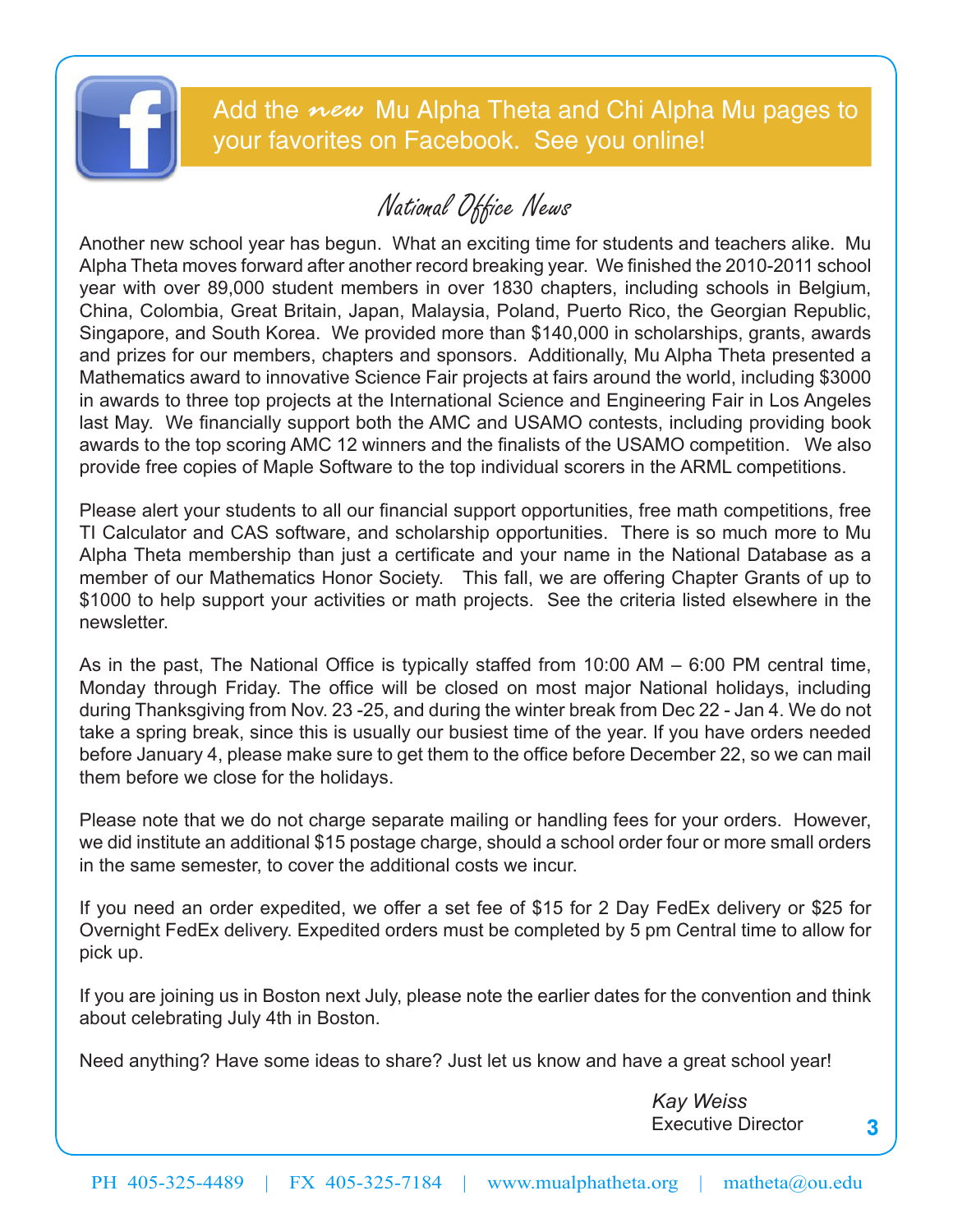Add the *new* Mu Alpha Theta and Chi Alpha Mu pages to your favorites on Facebook. See you online!

## National Office News

Another new school year has begun. What an exciting time for students and teachers alike. Mu Alpha Theta moves forward after another record breaking year. We finished the 2010-2011 school year with over 89,000 student members in over 1830 chapters, including schools in Belgium, China, Colombia, Great Britain, Japan, Malaysia, Poland, Puerto Rico, the Georgian Republic, Singapore, and South Korea. We provided more than $140,000 in scholarships, grants, awards and prizes for our members, chapters and sponsors. Additionally, Mu Alpha Theta presented a Mathematics award to innovative Science Fair projects at fairs around the world, including $3000 in awards to three top projects at the International Science and Engineering Fair in Los Angeles last May. We financially support both the AMC and USAMO contests, including providing book awards to the top scoring AMC 12 winners and the finalists of the USAMO competition. We also provide free copies of Maple Software to the top individual scorers in the ARML competitions.

Please alert your students to all our financial support opportunities, free math competitions, free TI Calculator and CAS software, and scholarship opportunities. There is so much more to Mu Alpha Theta membership than just a certificate and your name in the National Database as a member of our Mathematics Honor Society. This fall, we are offering Chapter Grants of up to $1000 to help support your activities or math projects. See the criteria listed elsewhere in the newsletter.

As in the past, The National Office is typically staffed from 10:00 AM – 6:00 PM central time, Monday through Friday. The office will be closed on most major National holidays, including during Thanksgiving from Nov. 23 -25, and during the winter break from Dec 22 - Jan 4. We do not take a spring break, since this is usually our busiest time of the year. If you have orders needed before January 4, please make sure to get them to the office before December 22, so we can mail them before we close for the holidays.

Please note that we do not charge separate mailing or handling fees for your orders. However, we did institute an additional $15 postage charge, should a school order four or more small orders in the same semester, to cover the additional costs we incur.

If you need an order expedited, we offer a set fee of $15 for 2 Day FedEx delivery or $25 for Overnight FedEx delivery. Expedited orders must be completed by 5 pm Central time to allow for pick up.

If you are joining us in Boston next July, please note the earlier dates for the convention and think about celebrating July 4th in Boston.

Need anything? Have some ideas to share? Just let us know and have a great school year!

*Kay Weiss*
Executive Director

PH 405-325-4489 | FX 405-325-7184 | www.mualphatheta.org | matheta@ou.edu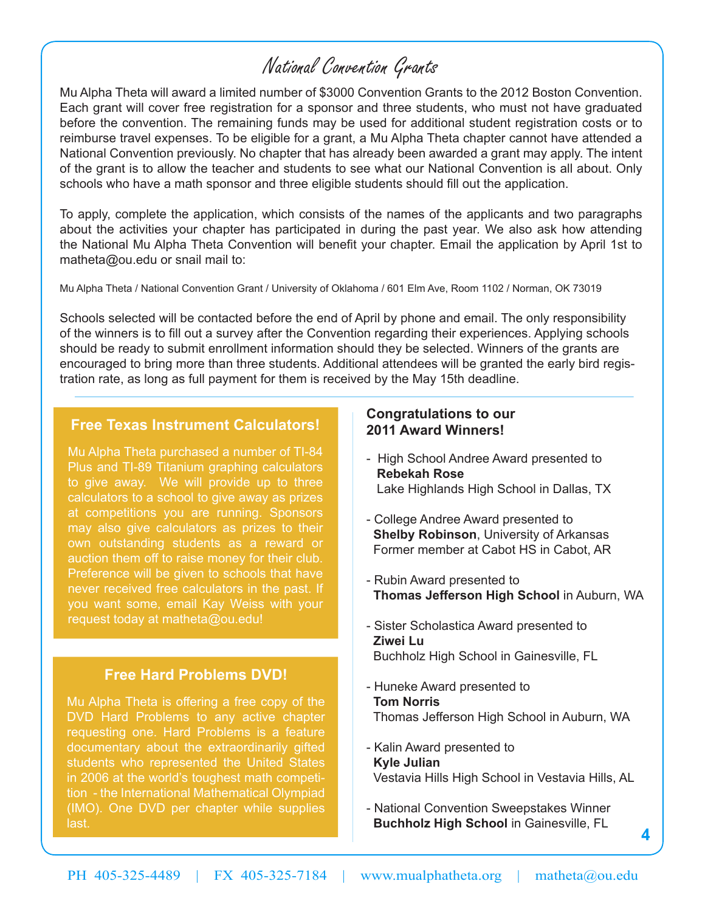# National Convention Grants

Mu Alpha Theta will award a limited number of $3000 Convention Grants to the 2012 Boston Convention. Each grant will cover free registration for a sponsor and three students, who must not have graduated before the convention. The remaining funds may be used for additional student registration costs or to reimburse travel expenses. To be eligible for a grant, a Mu Alpha Theta chapter cannot have attended a National Convention previously. No chapter that has already been awarded a grant may apply. The intent of the grant is to allow the teacher and students to see what our National Convention is all about. Only schools who have a math sponsor and three eligible students should fill out the application.

To apply, complete the application, which consists of the names of the applicants and two paragraphs about the activities your chapter has participated in during the past year. We also ask how attending the National Mu Alpha Theta Convention will benefit your chapter. Email the application by April 1st to matheta@ou.edu or snail mail to:

Mu Alpha Theta / National Convention Grant / University of Oklahoma / 601 Elm Ave, Room 1102 / Norman, OK 73019

Schools selected will be contacted before the end of April by phone and email. The only responsibility of the winners is to fill out a survey after the Convention regarding their experiences. Applying schools should be ready to submit enrollment information should they be selected. Winners of the grants are encouraged to bring more than three students. Additional attendees will be granted the early bird registration rate, as long as full payment for them is received by the May 15th deadline.

## Free Texas Instrument Calculators!

Mu Alpha Theta purchased a number of TI-84 Plus and TI-89 Titanium graphing calculators to give away. We will provide up to three calculators to a school to give away as prizes at competitions you are running. Sponsors may also give calculators as prizes to their own outstanding students as a reward or auction them off to raise money for their club. Preference will be given to schools that have never received free calculators in the past. If you want some, email Kay Weiss with your request today at matheta@ou.edu!

## Free Hard Problems DVD!

Mu Alpha Theta is offering a free copy of the DVD Hard Problems to any active chapter requesting one. Hard Problems is a feature documentary about the extraordinarily gifted students who represented the United States in 2006 at the world's toughest math competition - the International Mathematical Olympiad (IMO). One DVD per chapter while supplies last.

## Congratulations to our 2011 Award Winners!

- High School Andree Award presented to **Rebekah Rose**
  Lake Highlands High School in Dallas, TX
- College Andree Award presented to **Shelby Robinson**, University of Arkansas
  Former member at Cabot HS in Cabot, AR
- Rubin Award presented to **Thomas Jefferson High School** in Auburn, WA
- Sister Scholastica Award presented to **Ziwei Lu**
  Buchholz High School in Gainesville, FL
- Huneke Award presented to **Tom Norris**
  Thomas Jefferson High School in Auburn, WA
- Kalin Award presented to **Kyle Julian**
  Vestavia Hills High School in Vestavia Hills, AL
- National Convention Sweepstakes Winner **Buchholz High School** in Gainesville, FL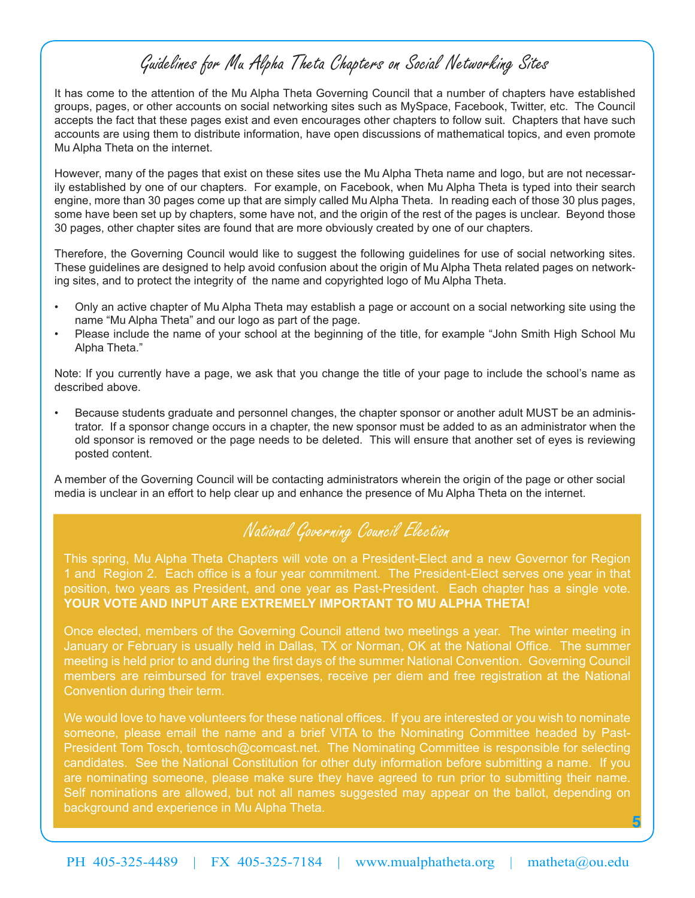## Guidelines for Mu Alpha Theta Chapters on Social Networking Sites

It has come to the attention of the Mu Alpha Theta Governing Council that a number of chapters have established groups, pages, or other accounts on social networking sites such as MySpace, Facebook, Twitter, etc. The Council accepts the fact that these pages exist and even encourages other chapters to follow suit. Chapters that have such accounts are using them to distribute information, have open discussions of mathematical topics, and even promote Mu Alpha Theta on the internet.

However, many of the pages that exist on these sites use the Mu Alpha Theta name and logo, but are not necessarily established by one of our chapters. For example, on Facebook, when Mu Alpha Theta is typed into their search engine, more than 30 pages come up that are simply called Mu Alpha Theta. In reading each of those 30 plus pages, some have been set up by chapters, some have not, and the origin of the rest of the pages is unclear. Beyond those 30 pages, other chapter sites are found that are more obviously created by one of our chapters.

Therefore, the Governing Council would like to suggest the following guidelines for use of social networking sites. These guidelines are designed to help avoid confusion about the origin of Mu Alpha Theta related pages on networking sites, and to protect the integrity of the name and copyrighted logo of Mu Alpha Theta.

- Only an active chapter of Mu Alpha Theta may establish a page or account on a social networking site using the name "Mu Alpha Theta" and our logo as part of the page.
- Please include the name of your school at the beginning of the title, for example "John Smith High School Mu Alpha Theta."

Note: If you currently have a page, we ask that you change the title of your page to include the school's name as described above.

- Because students graduate and personnel changes, the chapter sponsor or another adult MUST be an administrator. If a sponsor change occurs in a chapter, the new sponsor must be added to as an administrator when the old sponsor is removed or the page needs to be deleted. This will ensure that another set of eyes is reviewing posted content.

A member of the Governing Council will be contacting administrators wherein the origin of the page or other social media is unclear in an effort to help clear up and enhance the presence of Mu Alpha Theta on the internet.

## National Governing Council Election

This spring, Mu Alpha Theta Chapters will vote on a President-Elect and a new Governor for Region 1 and Region 2. Each office is a four year commitment. The President-Elect serves one year in that position, two years as President, and one year as Past-President. Each chapter has a single vote. **YOUR VOTE AND INPUT ARE EXTREMELY IMPORTANT TO MU ALPHA THETA!**

Once elected, members of the Governing Council attend two meetings a year. The winter meeting in January or February is usually held in Dallas, TX or Norman, OK at the National Office. The summer meeting is held prior to and during the first days of the summer National Convention. Governing Council members are reimbursed for travel expenses, receive per diem and free registration at the National Convention during their term.

We would love to have volunteers for these national offices. If you are interested or you wish to nominate someone, please email the name and a brief VITA to the Nominating Committee headed by Past-President Tom Tosch, tomtosch@comcast.net. The Nominating Committee is responsible for selecting candidates. See the National Constitution for other duty information before submitting a name. If you are nominating someone, please make sure they have agreed to run prior to submitting their name. Self nominations are allowed, but not all names suggested may appear on the ballot, depending on background and experience in Mu Alpha Theta.

PH 405-325-4489 | FX 405-325-7184 | www.mualphatheta.org | matheta@ou.edu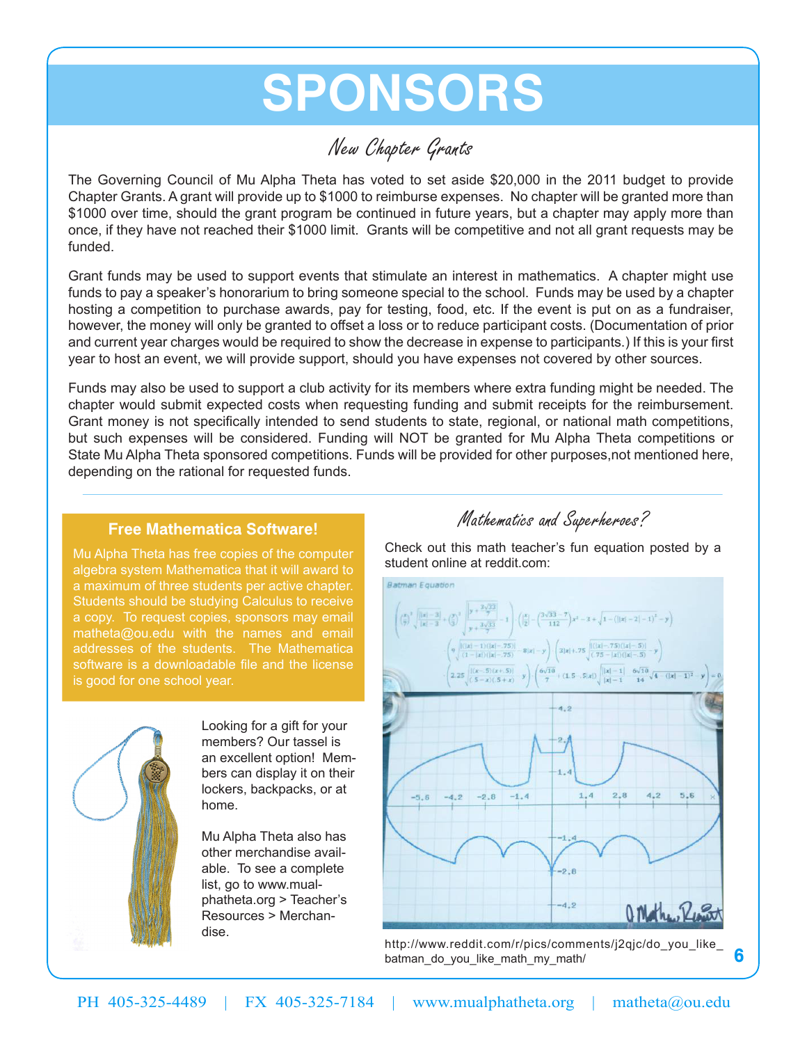# SPONSORS

## *New Chapter Grants*

The Governing Council of Mu Alpha Theta has voted to set aside $20,000 in the 2011 budget to provide Chapter Grants. A grant will provide up to $1000 to reimburse expenses. No chapter will be granted more than $1000 over time, should the grant program be continued in future years, but a chapter may apply more than once, if they have not reached their $1000 limit. Grants will be competitive and not all grant requests may be funded.

Grant funds may be used to support events that stimulate an interest in mathematics. A chapter might use funds to pay a speaker's honorarium to bring someone special to the school. Funds may be used by a chapter hosting a competition to purchase awards, pay for testing, food, etc. If the event is put on as a fundraiser, however, the money will only be granted to offset a loss or to reduce participant costs. (Documentation of prior and current year charges would be required to show the decrease in expense to participants.) If this is your first year to host an event, we will provide support, should you have expenses not covered by other sources.

Funds may also be used to support a club activity for its members where extra funding might be needed. The chapter would submit expected costs when requesting funding and submit receipts for the reimbursement. Grant money is not specifically intended to send students to state, regional, or national math competitions, but such expenses will be considered. Funding will NOT be granted for Mu Alpha Theta competitions or State Mu Alpha Theta sponsored competitions. Funds will be provided for other purposes,not mentioned here, depending on the rational for requested funds.

---

### Free Mathematica Software!

Mu Alpha Theta has free copies of the computer algebra system Mathematica that it will award to a maximum of three students per active chapter. Students should be studying Calculus to receive a copy. To request copies, sponsors may email matheta@ou.edu with the names and email addresses of the students. The Mathematica software is a downloadable file and the license is good for one school year.

Looking for a gift for your members? Our tassel is an excellent option! Members can display it on their lockers, backpacks, or at home.

Mu Alpha Theta also has other merchandise available. To see a complete list, go to www.mualphatheta.org > Teacher's Resources > Merchandise.

## *Mathematics and Superheroes?*

Check out this math teacher's fun equation posted by a student online at reddit.com:

http://www.reddit.com/r/pics/comments/j2qjc/do_you_like_batman_do_you_like_math_my_math/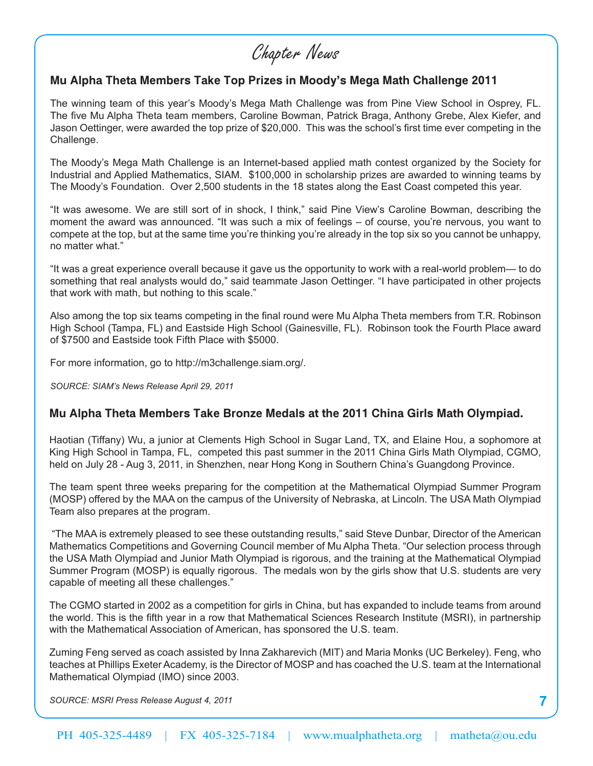# Chapter News

## Mu Alpha Theta Members Take Top Prizes in Moody's Mega Math Challenge 2011

The winning team of this year's Moody's Mega Math Challenge was from Pine View School in Osprey, FL. The five Mu Alpha Theta team members, Caroline Bowman, Patrick Braga, Anthony Grebe, Alex Kiefer, and Jason Oettinger, were awarded the top prize of $20,000. This was the school's first time ever competing in the Challenge.

The Moody's Mega Math Challenge is an Internet-based applied math contest organized by the Society for Industrial and Applied Mathematics, SIAM. $100,000 in scholarship prizes are awarded to winning teams by The Moody's Foundation. Over 2,500 students in the 18 states along the East Coast competed this year.

"It was awesome. We are still sort of in shock, I think," said Pine View's Caroline Bowman, describing the moment the award was announced. "It was such a mix of feelings – of course, you're nervous, you want to compete at the top, but at the same time you're thinking you're already in the top six so you cannot be unhappy, no matter what."

"It was a great experience overall because it gave us the opportunity to work with a real-world problem— to do something that real analysts would do," said teammate Jason Oettinger. "I have participated in other projects that work with math, but nothing to this scale."

Also among the top six teams competing in the final round were Mu Alpha Theta members from T.R. Robinson High School (Tampa, FL) and Eastside High School (Gainesville, FL). Robinson took the Fourth Place award of $7500 and Eastside took Fifth Place with $5000.

For more information, go to http://m3challenge.siam.org/.

*SOURCE: SIAM's News Release April 29, 2011*

## Mu Alpha Theta Members Take Bronze Medals at the 2011 China Girls Math Olympiad.

Haotian (Tiffany) Wu, a junior at Clements High School in Sugar Land, TX, and Elaine Hou, a sophomore at King High School in Tampa, FL, competed this past summer in the 2011 China Girls Math Olympiad, CGMO, held on July 28 - Aug 3, 2011, in Shenzhen, near Hong Kong in Southern China's Guangdong Province.

The team spent three weeks preparing for the competition at the Mathematical Olympiad Summer Program (MOSP) offered by the MAA on the campus of the University of Nebraska, at Lincoln. The USA Math Olympiad Team also prepares at the program.

"The MAA is extremely pleased to see these outstanding results," said Steve Dunbar, Director of the American Mathematics Competitions and Governing Council member of Mu Alpha Theta. "Our selection process through the USA Math Olympiad and Junior Math Olympiad is rigorous, and the training at the Mathematical Olympiad Summer Program (MOSP) is equally rigorous. The medals won by the girls show that U.S. students are very capable of meeting all these challenges."

The CGMO started in 2002 as a competition for girls in China, but has expanded to include teams from around the world. This is the fifth year in a row that Mathematical Sciences Research Institute (MSRI), in partnership with the Mathematical Association of American, has sponsored the U.S. team.

Zuming Feng served as coach assisted by Inna Zakharevich (MIT) and Maria Monks (UC Berkeley). Feng, who teaches at Phillips Exeter Academy, is the Director of MOSP and has coached the U.S. team at the International Mathematical Olympiad (IMO) since 2003.

*SOURCE: MSRI Press Release August 4, 2011*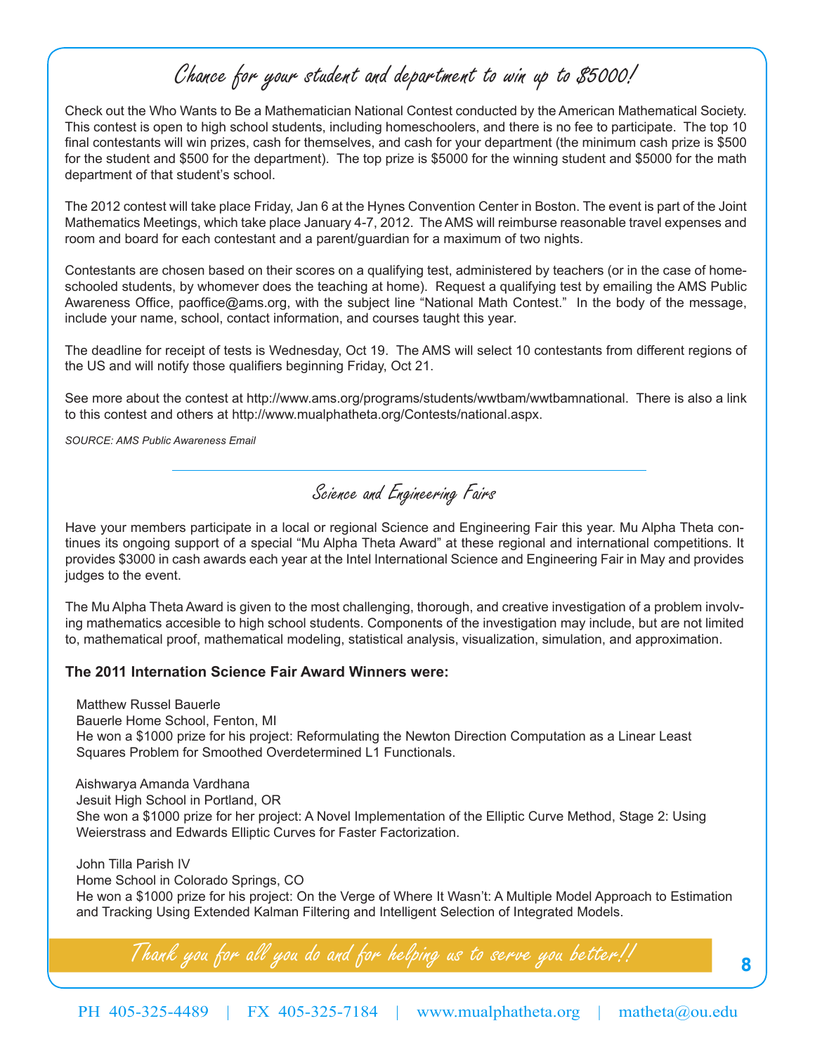## Chance for your student and department to win up to $5000!

Check out the Who Wants to Be a Mathematician National Contest conducted by the American Mathematical Society. This contest is open to high school students, including homeschoolers, and there is no fee to participate. The top 10 final contestants will win prizes, cash for themselves, and cash for your department (the minimum cash prize is $500 for the student and $500 for the department). The top prize is $5000 for the winning student and $5000 for the math department of that student's school.

The 2012 contest will take place Friday, Jan 6 at the Hynes Convention Center in Boston. The event is part of the Joint Mathematics Meetings, which take place January 4-7, 2012. The AMS will reimburse reasonable travel expenses and room and board for each contestant and a parent/guardian for a maximum of two nights.

Contestants are chosen based on their scores on a qualifying test, administered by teachers (or in the case of home-schooled students, by whomever does the teaching at home). Request a qualifying test by emailing the AMS Public Awareness Office, paoffice@ams.org, with the subject line "National Math Contest." In the body of the message, include your name, school, contact information, and courses taught this year.

The deadline for receipt of tests is Wednesday, Oct 19. The AMS will select 10 contestants from different regions of the US and will notify those qualifiers beginning Friday, Oct 21.

See more about the contest at http://www.ams.org/programs/students/wwtbam/wwtbamnational. There is also a link to this contest and others at http://www.mualphatheta.org/Contests/national.aspx.

*SOURCE: AMS Public Awareness Email*

---

## Science and Engineering Fairs

Have your members participate in a local or regional Science and Engineering Fair this year. Mu Alpha Theta continues its ongoing support of a special "Mu Alpha Theta Award" at these regional and international competitions. It provides $3000 in cash awards each year at the Intel International Science and Engineering Fair in May and provides judges to the event.

The Mu Alpha Theta Award is given to the most challenging, thorough, and creative investigation of a problem involving mathematics accesible to high school students. Components of the investigation may include, but are not limited to, mathematical proof, mathematical modeling, statistical analysis, visualization, simulation, and approximation.

**The 2011 Internation Science Fair Award Winners were:**

Matthew Russel Bauerle
Bauerle Home School, Fenton, MI
He won a $1000 prize for his project: Reformulating the Newton Direction Computation as a Linear Least Squares Problem for Smoothed Overdetermined L1 Functionals.

Aishwarya Amanda Vardhana
Jesuit High School in Portland, OR
She won a $1000 prize for her project: A Novel Implementation of the Elliptic Curve Method, Stage 2: Using Weierstrass and Edwards Elliptic Curves for Faster Factorization.

John Tilla Parish IV
Home School in Colorado Springs, CO
He won a $1000 prize for his project: On the Verge of Where It Wasn't: A Multiple Model Approach to Estimation and Tracking Using Extended Kalman Filtering and Intelligent Selection of Integrated Models.

*Thank you for all you do and for helping us to serve you better!!*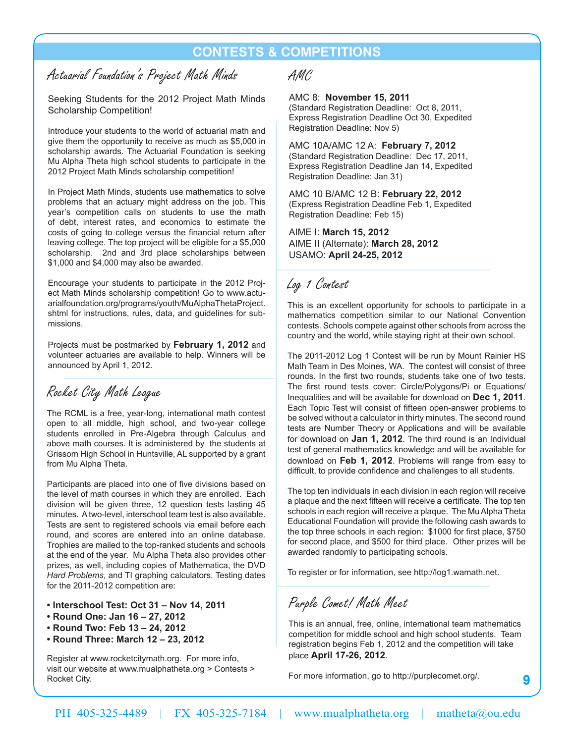# CONTESTS & COMPETITIONS

## Actuarial Foundation's Project Math Minds

Seeking Students for the 2012 Project Math Minds Scholarship Competition!

Introduce your students to the world of actuarial math and give them the opportunity to receive as much as $5,000 in scholarship awards. The Actuarial Foundation is seeking Mu Alpha Theta high school students to participate in the 2012 Project Math Minds scholarship competition!

In Project Math Minds, students use mathematics to solve problems that an actuary might address on the job. This year's competition calls on students to use the math of debt, interest rates, and economics to estimate the costs of going to college versus the financial return after leaving college. The top project will be eligible for a $5,000 scholarship. 2nd and 3rd place scholarships between $1,000 and $4,000 may also be awarded.

Encourage your students to participate in the 2012 Project Math Minds scholarship competition! Go to www.actuarialfoundation.org/programs/youth/MuAlphaThetaProject.shtml for instructions, rules, data, and guidelines for submissions.

Projects must be postmarked by **February 1, 2012** and volunteer actuaries are available to help. Winners will be announced by April 1, 2012.

## Rocket City Math League

The RCML is a free, year-long, international math contest open to all middle, high school, and two-year college students enrolled in Pre-Algebra through Calculus and above math courses. It is administered by the students at Grissom High School in Huntsville, AL supported by a grant from Mu Alpha Theta.

Participants are placed into one of five divisions based on the level of math courses in which they are enrolled. Each division will be given three, 12 question tests lasting 45 minutes. A two-level, interschool team test is also available. Tests are sent to registered schools via email before each round, and scores are entered into an online database. Trophies are mailed to the top-ranked students and schools at the end of the year. Mu Alpha Theta also provides other prizes, as well, including copies of Mathematica, the DVD *Hard Problems*, and TI graphing calculators. Testing dates for the 2011-2012 competition are:

- **Interschool Test: Oct 31 – Nov 14, 2011**
- **Round One: Jan 16 – 27, 2012**
- **Round Two: Feb 13 – 24, 2012**
- **Round Three: March 12 – 23, 2012**

Register at www.rocketcitymath.org. For more info, visit our website at www.mualphatheta.org > Contests > Rocket City.

## AMC

AMC 8: **November 15, 2011**
(Standard Registration Deadline: Oct 8, 2011, Express Registration Deadline Oct 30, Expedited Registration Deadline: Nov 5)

AMC 10A/AMC 12 A: **February 7, 2012**
(Standard Registration Deadline: Dec 17, 2011, Express Registration Deadline Jan 14, Expedited Registration Deadline: Jan 31)

AMC 10 B/AMC 12 B: **February 22, 2012**
(Express Registration Deadline Feb 1, Expedited Registration Deadline: Feb 15)

AIME I: **March 15, 2012**
AIME II (Alternate): **March 28, 2012**
USAMO: **April 24-25, 2012**

## Log 1 Contest

This is an excellent opportunity for schools to participate in a mathematics competition similar to our National Convention contests. Schools compete against other schools from across the country and the world, while staying right at their own school.

The 2011-2012 Log 1 Contest will be run by Mount Rainier HS Math Team in Des Moines, WA. The contest will consist of three rounds. In the first two rounds, students take one of two tests. The first round tests cover: Circle/Polygons/Pi or Equations/Inequalities and will be available for download on **Dec 1, 2011**. Each Topic Test will consist of fifteen open-answer problems to be solved without a calculator in thirty minutes. The second round tests are Number Theory or Applications and will be available for download on **Jan 1, 2012**. The third round is an Individual test of general mathematics knowledge and will be available for download on **Feb 1, 2012**. Problems will range from easy to difficult, to provide confidence and challenges to all students.

The top ten individuals in each division in each region will receive a plaque and the next fifteen will receive a certificate. The top ten schools in each region will receive a plaque. The Mu Alpha Theta Educational Foundation will provide the following cash awards to the top three schools in each region: $1000 for first place, $750 for second place, and $500 for third place. Other prizes will be awarded randomly to participating schools.

To register or for information, see http://log1.wamath.net.

## Purple Comet! Math Meet

This is an annual, free, online, international team mathematics competition for middle school and high school students. Team registration begins Feb 1, 2012 and the competition will take place **April 17-26, 2012**.

For more information, go to http://purplecomet.org/.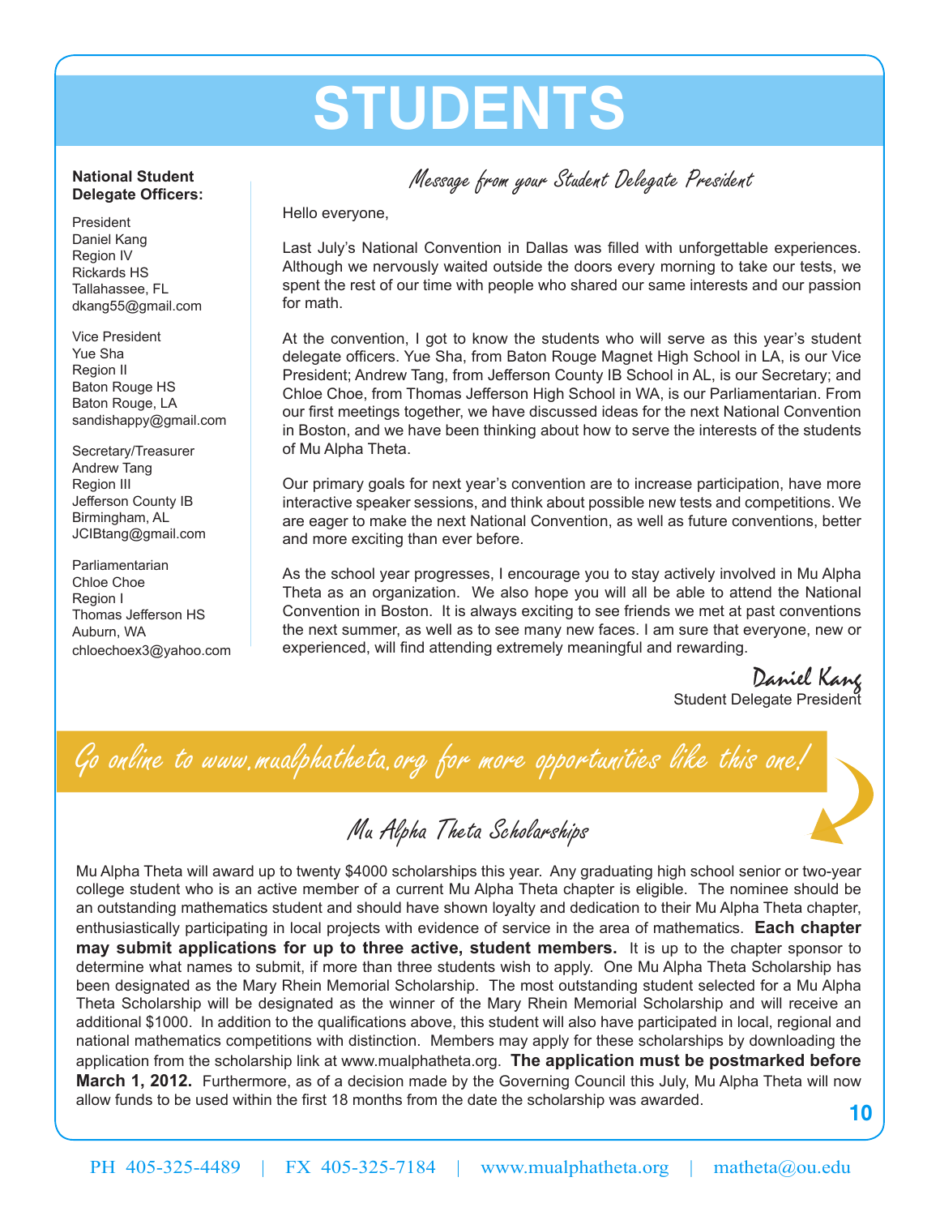# STUDENTS

**National Student Delegate Officers:**

President
Daniel Kang
Region IV
Rickards HS
Tallahassee, FL
dkang55@gmail.com

Vice President
Yue Sha
Region II
Baton Rouge HS
Baton Rouge, LA
sandishappy@gmail.com

Secretary/Treasurer
Andrew Tang
Region III
Jefferson County IB
Birmingham, AL
JCIBtang@gmail.com

Parliamentarian
Chloe Choe
Region I
Thomas Jefferson HS
Auburn, WA
chloechoex3@yahoo.com

## *Message from your Student Delegate President*

Hello everyone,

Last July's National Convention in Dallas was filled with unforgettable experiences. Although we nervously waited outside the doors every morning to take our tests, we spent the rest of our time with people who shared our same interests and our passion for math.

At the convention, I got to know the students who will serve as this year's student delegate officers. Yue Sha, from Baton Rouge Magnet High School in LA, is our Vice President; Andrew Tang, from Jefferson County IB School in AL, is our Secretary; and Chloe Choe, from Thomas Jefferson High School in WA, is our Parliamentarian. From our first meetings together, we have discussed ideas for the next National Convention in Boston, and we have been thinking about how to serve the interests of the students of Mu Alpha Theta.

Our primary goals for next year's convention are to increase participation, have more interactive speaker sessions, and think about possible new tests and competitions. We are eager to make the next National Convention, as well as future conventions, better and more exciting than ever before.

As the school year progresses, I encourage you to stay actively involved in Mu Alpha Theta as an organization. We also hope you will all be able to attend the National Convention in Boston. It is always exciting to see friends we met at past conventions the next summer, as well as to see many new faces. I am sure that everyone, new or experienced, will find attending extremely meaningful and rewarding.

*Daniel Kang*
Student Delegate President

*Go online to www.mualphatheta.org for more opportunities like this one!*

## *Mu Alpha Theta Scholarships*

Mu Alpha Theta will award up to twenty $4000 scholarships this year. Any graduating high school senior or two-year college student who is an active member of a current Mu Alpha Theta chapter is eligible. The nominee should be an outstanding mathematics student and should have shown loyalty and dedication to their Mu Alpha Theta chapter, enthusiastically participating in local projects with evidence of service in the area of mathematics. **Each chapter may submit applications for up to three active, student members.** It is up to the chapter sponsor to determine what names to submit, if more than three students wish to apply. One Mu Alpha Theta Scholarship has been designated as the Mary Rhein Memorial Scholarship. The most outstanding student selected for a Mu Alpha Theta Scholarship will be designated as the winner of the Mary Rhein Memorial Scholarship and will receive an additional $1000. In addition to the qualifications above, this student will also have participated in local, regional and national mathematics competitions with distinction. Members may apply for these scholarships by downloading the application from the scholarship link at www.mualphatheta.org. **The application must be postmarked before March 1, 2012.** Furthermore, as of a decision made by the Governing Council this July, Mu Alpha Theta will now allow funds to be used within the first 18 months from the date the scholarship was awarded.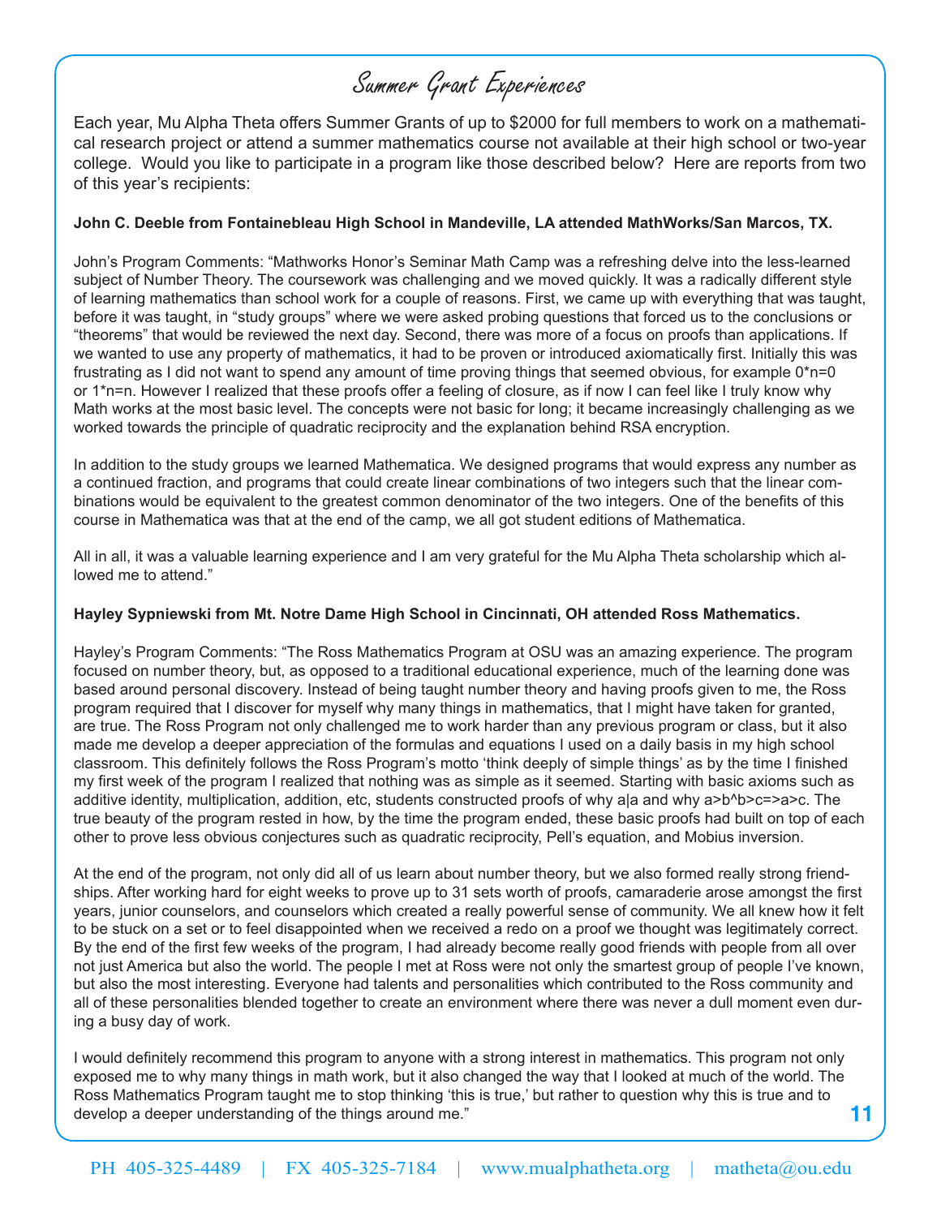# Summer Grant Experiences

Each year, Mu Alpha Theta offers Summer Grants of up to $2000 for full members to work on a mathematical research project or attend a summer mathematics course not available at their high school or two-year college. Would you like to participate in a program like those described below? Here are reports from two of this year's recipients:

**John C. Deeble from Fontainebleau High School in Mandeville, LA attended MathWorks/San Marcos, TX.**

John's Program Comments: "Mathworks Honor's Seminar Math Camp was a refreshing delve into the less-learned subject of Number Theory. The coursework was challenging and we moved quickly. It was a radically different style of learning mathematics than school work for a couple of reasons. First, we came up with everything that was taught, before it was taught, in "study groups" where we were asked probing questions that forced us to the conclusions or "theorems" that would be reviewed the next day. Second, there was more of a focus on proofs than applications. If we wanted to use any property of mathematics, it had to be proven or introduced axiomatically first. Initially this was frustrating as I did not want to spend any amount of time proving things that seemed obvious, for example 0*n=0 or 1*n=n. However I realized that these proofs offer a feeling of closure, as if now I can feel like I truly know why Math works at the most basic level. The concepts were not basic for long; it became increasingly challenging as we worked towards the principle of quadratic reciprocity and the explanation behind RSA encryption.

In addition to the study groups we learned Mathematica. We designed programs that would express any number as a continued fraction, and programs that could create linear combinations of two integers such that the linear combinations would be equivalent to the greatest common denominator of the two integers. One of the benefits of this course in Mathematica was that at the end of the camp, we all got student editions of Mathematica.

All in all, it was a valuable learning experience and I am very grateful for the Mu Alpha Theta scholarship which allowed me to attend."

**Hayley Sypniewski from Mt. Notre Dame High School in Cincinnati, OH attended Ross Mathematics.**

Hayley's Program Comments: "The Ross Mathematics Program at OSU was an amazing experience. The program focused on number theory, but, as opposed to a traditional educational experience, much of the learning done was based around personal discovery. Instead of being taught number theory and having proofs given to me, the Ross program required that I discover for myself why many things in mathematics, that I might have taken for granted, are true. The Ross Program not only challenged me to work harder than any previous program or class, but it also made me develop a deeper appreciation of the formulas and equations I used on a daily basis in my high school classroom. This definitely follows the Ross Program's motto 'think deeply of simple things' as by the time I finished my first week of the program I realized that nothing was as simple as it seemed. Starting with basic axioms such as additive identity, multiplication, addition, etc, students constructed proofs of why a|a and why a>b^b>c=>a>c. The true beauty of the program rested in how, by the time the program ended, these basic proofs had built on top of each other to prove less obvious conjectures such as quadratic reciprocity, Pell's equation, and Mobius inversion.

At the end of the program, not only did all of us learn about number theory, but we also formed really strong friendships. After working hard for eight weeks to prove up to 31 sets worth of proofs, camaraderie arose amongst the first years, junior counselors, and counselors which created a really powerful sense of community. We all knew how it felt to be stuck on a set or to feel disappointed when we received a redo on a proof we thought was legitimately correct. By the end of the first few weeks of the program, I had already become really good friends with people from all over not just America but also the world. The people I met at Ross were not only the smartest group of people I've known, but also the most interesting. Everyone had talents and personalities which contributed to the Ross community and all of these personalities blended together to create an environment where there was never a dull moment even during a busy day of work.

I would definitely recommend this program to anyone with a strong interest in mathematics. This program not only exposed me to why many things in math work, but it also changed the way that I looked at much of the world. The Ross Mathematics Program taught me to stop thinking 'this is true,' but rather to question why this is true and to develop a deeper understanding of the things around me."

PH 405-325-4489 | FX 405-325-7184 | www.mualphatheta.org | matheta@ou.edu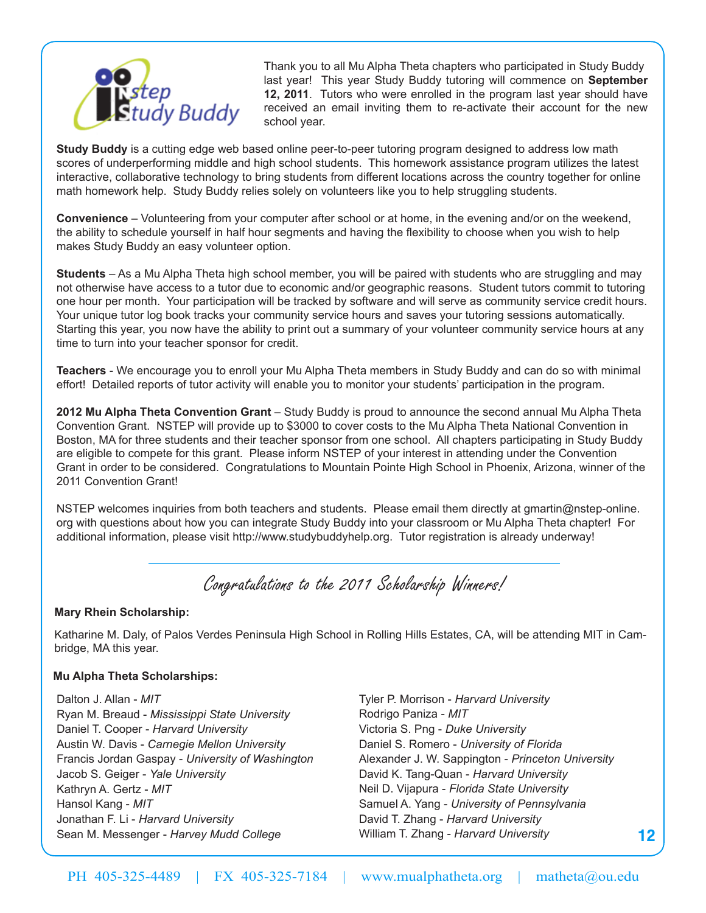Thank you to all Mu Alpha Theta chapters who participated in Study Buddy last year! This year Study Buddy tutoring will commence on **September 12, 2011**. Tutors who were enrolled in the program last year should have received an email inviting them to re-activate their account for the new school year.

**Study Buddy** is a cutting edge web based online peer-to-peer tutoring program designed to address low math scores of underperforming middle and high school students. This homework assistance program utilizes the latest interactive, collaborative technology to bring students from different locations across the country together for online math homework help. Study Buddy relies solely on volunteers like you to help struggling students.

**Convenience** – Volunteering from your computer after school or at home, in the evening and/or on the weekend, the ability to schedule yourself in half hour segments and having the flexibility to choose when you wish to help makes Study Buddy an easy volunteer option.

**Students** – As a Mu Alpha Theta high school member, you will be paired with students who are struggling and may not otherwise have access to a tutor due to economic and/or geographic reasons. Student tutors commit to tutoring one hour per month. Your participation will be tracked by software and will serve as community service credit hours. Your unique tutor log book tracks your community service hours and saves your tutoring sessions automatically. Starting this year, you now have the ability to print out a summary of your volunteer community service hours at any time to turn into your teacher sponsor for credit.

**Teachers** - We encourage you to enroll your Mu Alpha Theta members in Study Buddy and can do so with minimal effort! Detailed reports of tutor activity will enable you to monitor your students' participation in the program.

**2012 Mu Alpha Theta Convention Grant** – Study Buddy is proud to announce the second annual Mu Alpha Theta Convention Grant. NSTEP will provide up to $3000 to cover costs to the Mu Alpha Theta National Convention in Boston, MA for three students and their teacher sponsor from one school. All chapters participating in Study Buddy are eligible to compete for this grant. Please inform NSTEP of your interest in attending under the Convention Grant in order to be considered. Congratulations to Mountain Pointe High School in Phoenix, Arizona, winner of the 2011 Convention Grant!

NSTEP welcomes inquiries from both teachers and students. Please email them directly at gmartin@nstep-online.org with questions about how you can integrate Study Buddy into your classroom or Mu Alpha Theta chapter! For additional information, please visit http://www.studybuddyhelp.org. Tutor registration is already underway!

---

## Congratulations to the 2011 Scholarship Winners!

**Mary Rhein Scholarship:**

Katharine M. Daly, of Palos Verdes Peninsula High School in Rolling Hills Estates, CA, will be attending MIT in Cambridge, MA this year.

**Mu Alpha Theta Scholarships:**

Dalton J. Allan - *MIT*
Ryan M. Breaud - *Mississippi State University*
Daniel T. Cooper - *Harvard University*
Austin W. Davis - *Carnegie Mellon University*
Francis Jordan Gaspay - *University of Washington*
Jacob S. Geiger - *Yale University*
Kathryn A. Gertz - *MIT*
Hansol Kang - *MIT*
Jonathan F. Li - *Harvard University*
Sean M. Messenger - *Harvey Mudd College*
Tyler P. Morrison - *Harvard University*
Rodrigo Paniza - *MIT*
Victoria S. Png - *Duke University*
Daniel S. Romero - *University of Florida*
Alexander J. W. Sappington - *Princeton University*
David K. Tang-Quan - *Harvard University*
Neil D. Vijapura - *Florida State University*
Samuel A. Yang - *University of Pennsylvania*
David T. Zhang - *Harvard University*
William T. Zhang - *Harvard University*

PH 405-325-4489 | FX 405-325-7184 | www.mualphatheta.org | matheta@ou.edu